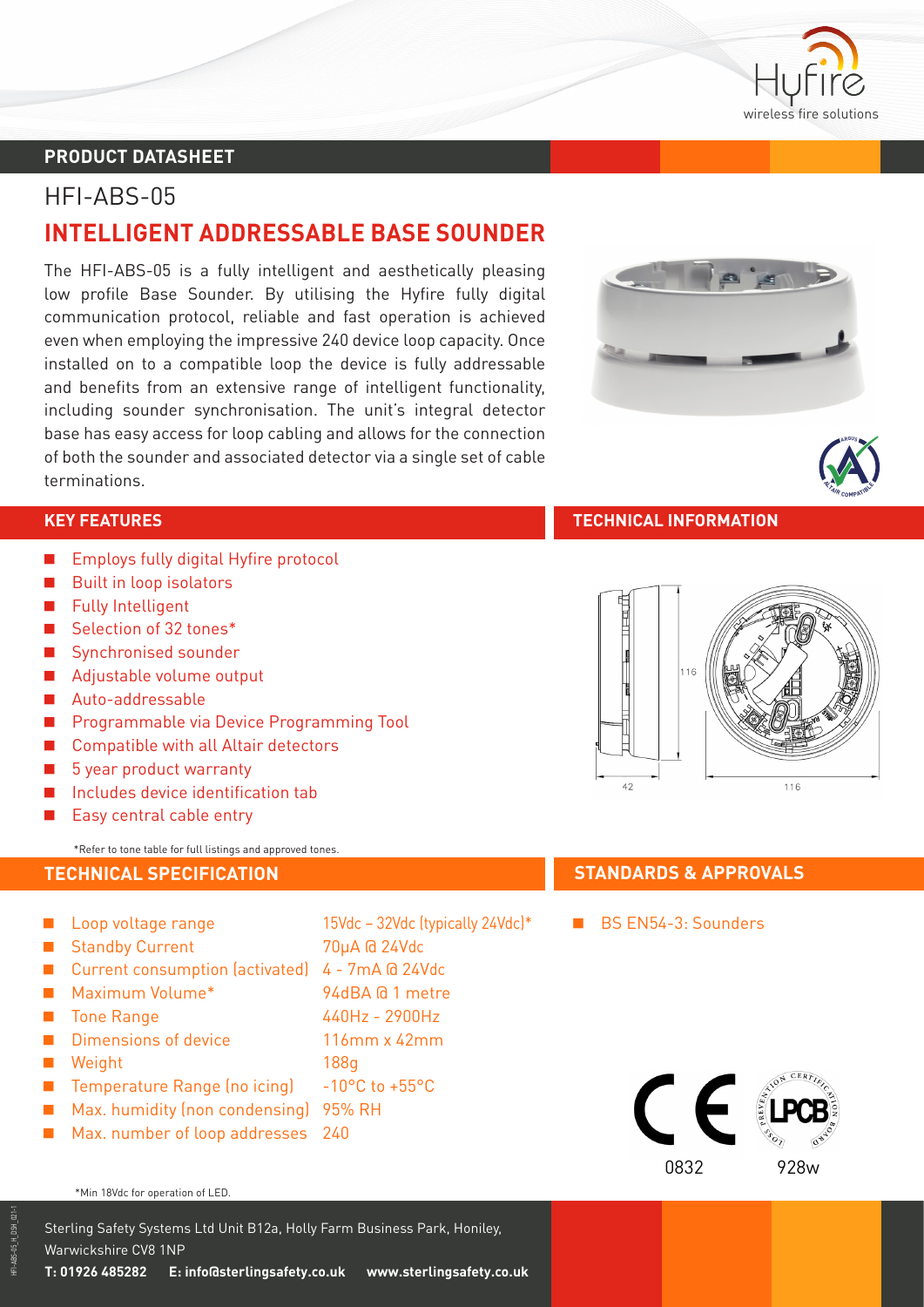PRODUCT DATASHEET

# HFI-ABS-05

## INTELLIGENT ADDRESSABLE BASE SOUNDER

The HFI-ABS-05 is a fully intelligent and aesthetically pleasing low profile Base Sounder. By utilising the Hyfire fully digital communication protocol, reliable and fast operation is achieved even when employing the impressive 240 device loop capacity. Once installed on to a compatible loop the device is fully addressable and benefits from an extensive range of intelligent functionality, including sounder synchronisation. The unit's integral detector base has easy access for loop cabling and allows for the connection of both the sounder and associated detector via a single set of cable terminations.

## KEY FEATURES

- Employs fully digital Hyfire protocol
- Built in loop isolators
- Fully Intelligent
- Selection of 32 tones*
- Synchronised sounder
- Adjustable volume output
- Auto-addressable
- Programmable via Device Programming Tool
- Compatible with all Altair detectors
- 5 year product warranty
- Includes device identification tab
- Easy central cable entry

*Refer to tone table for full listings and approved tones.

## TECHNICAL INFORMATION

116 / 42 / 116

## TECHNICAL SPECIFICATION

| | |
|---|---|
| Loop voltage range | 15Vdc – 32Vdc (typically 24Vdc)* |
| Standby Current | 70µA @ 24Vdc |
| Current consumption (activated) | 4 - 7mA @ 24Vdc |
| Maximum Volume* | 94dBA @ 1 metre |
| Tone Range | 440Hz - 2900Hz |
| Dimensions of device | 116mm x 42mm |
| Weight | 188g |
| Temperature Range (no icing) | -10°C to +55°C |
| Max. humidity (non condensing) | 95% RH |
| Max. number of loop addresses | 240 |

*Min 18Vdc for operation of LED.

## STANDARDS & APPROVALS

- BS EN54-3: Sounders

0832 928w

Sterling Safety Systems Ltd Unit B12a, Holly Farm Business Park, Honiley, Warwickshire CV8 1NP

**T: 01926 485282 E: info@sterlingsafety.co.uk www.sterlingsafety.co.uk**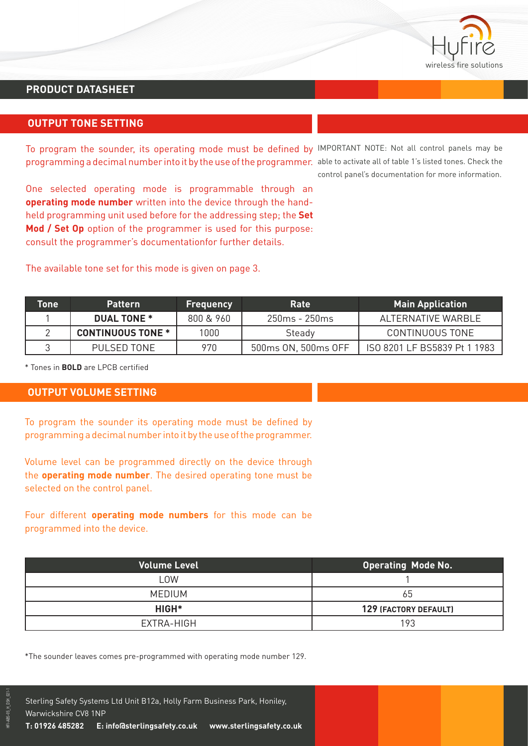## PRODUCT DATASHEET

## OUTPUT TONE SETTING

To program the sounder, its operating mode must be defined by programming a decimal number into it by the use of the programmer.

One selected operating mode is programmable through an **operating mode number** written into the device through the hand-held programming unit used before for the addressing step; the **Set Mod / Set Op** option of the programmer is used for this purpose: consult the programmer's documentationfor further details.

The available tone set for this mode is given on page 3.

IMPORTANT NOTE: Not all control panels may be able to activate all of table 1's listed tones. Check the control panel's documentation for more information.

| Tone | Pattern | Frequency | Rate | Main Application |
|---|---|---|---|---|
| 1 | **DUAL TONE** * | 800 & 960 | 250ms - 250ms | ALTERNATIVE WARBLE |
| 2 | **CONTINUOUS TONE** * | 1000 | Steady | CONTINUOUS TONE |
| 3 | PULSED TONE | 970 | 500ms ON, 500ms OFF | ISO 8201 LF BS5839 Pt 1 1983 |

* Tones in **BOLD** are LPCB certified

## OUTPUT VOLUME SETTING

To program the sounder its operating mode must be defined by programming a decimal number into it by the use of the programmer.

Volume level can be programmed directly on the device through the **operating mode number**. The desired operating tone must be selected on the control panel.

Four different **operating mode numbers** for this mode can be programmed into the device.

| Volume Level | Operating Mode No. |
|---|---|
| LOW | 1 |
| MEDIUM | 65 |
| **HIGH*** | **129 (FACTORY DEFAULT)** |
| EXTRA-HIGH | 193 |

*The sounder leaves comes pre-programmed with operating mode number 129.

Sterling Safety Systems Ltd Unit B12a, Holly Farm Business Park, Honiley, Warwickshire CV8 1NP

**T: 01926 485282 E: info@sterlingsafety.co.uk www.sterlingsafety.co.uk**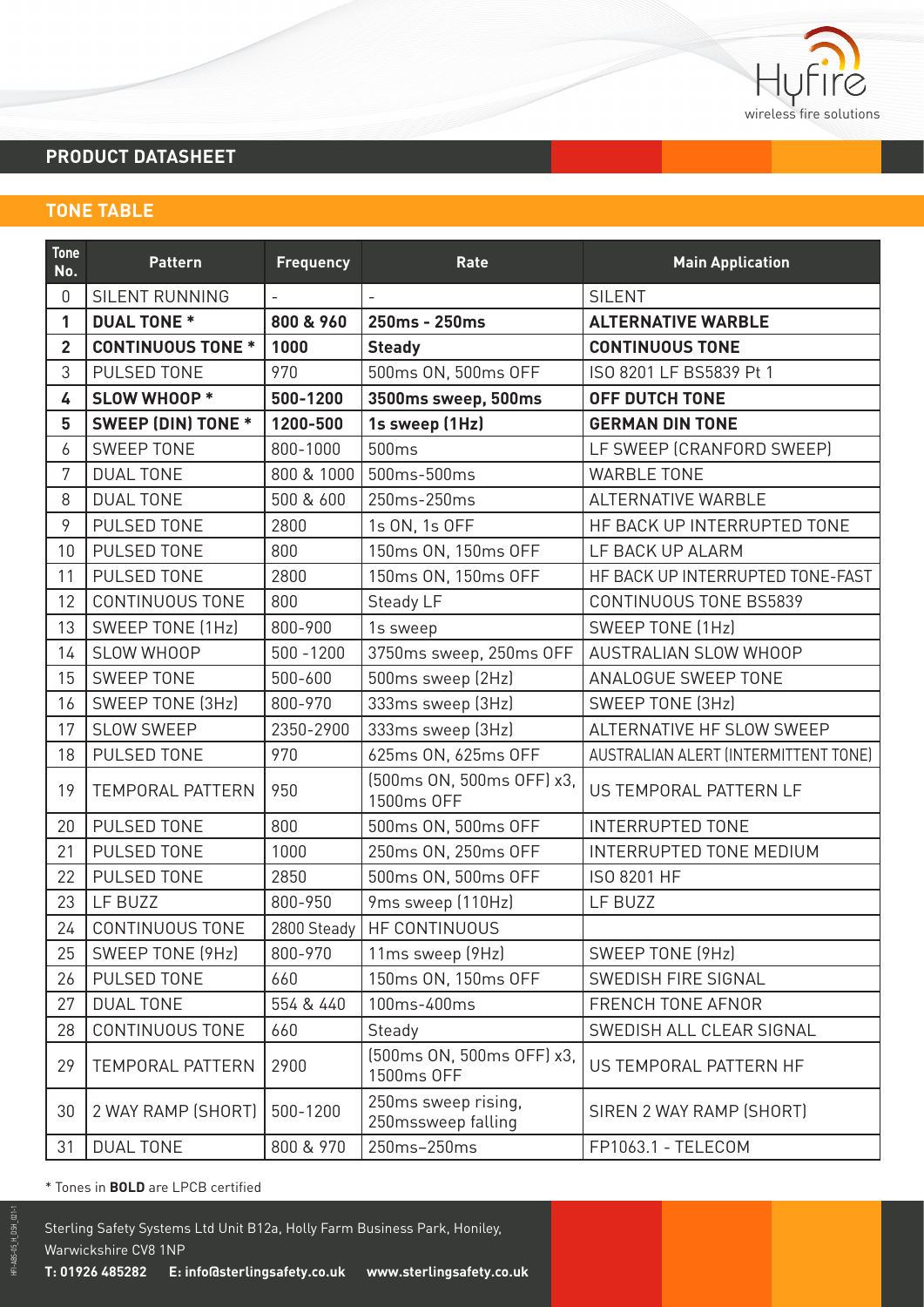## PRODUCT DATASHEET

## TONE TABLE

| Tone No. | Pattern | Frequency | Rate | Main Application |
|---|---|---|---|---|
| 0 | SILENT RUNNING | - | - | SILENT |
| **1** | **DUAL TONE *** | **800 & 960** | **250ms - 250ms** | **ALTERNATIVE WARBLE** |
| **2** | **CONTINUOUS TONE *** | **1000** | **Steady** | **CONTINUOUS TONE** |
| 3 | PULSED TONE | 970 | 500ms ON, 500ms OFF | ISO 8201 LF BS5839 Pt 1 |
| **4** | **SLOW WHOOP *** | **500-1200** | **3500ms sweep, 500ms** | **OFF DUTCH TONE** |
| **5** | **SWEEP (DIN) TONE *** | **1200-500** | **1s sweep (1Hz)** | **GERMAN DIN TONE** |
| 6 | SWEEP TONE | 800-1000 | 500ms | LF SWEEP (CRANFORD SWEEP) |
| 7 | DUAL TONE | 800 & 1000 | 500ms-500ms | WARBLE TONE |
| 8 | DUAL TONE | 500 & 600 | 250ms-250ms | ALTERNATIVE WARBLE |
| 9 | PULSED TONE | 2800 | 1s ON, 1s OFF | HF BACK UP INTERRUPTED TONE |
| 10 | PULSED TONE | 800 | 150ms ON, 150ms OFF | LF BACK UP ALARM |
| 11 | PULSED TONE | 2800 | 150ms ON, 150ms OFF | HF BACK UP INTERRUPTED TONE-FAST |
| 12 | CONTINUOUS TONE | 800 | Steady LF | CONTINUOUS TONE BS5839 |
| 13 | SWEEP TONE (1Hz) | 800-900 | 1s sweep | SWEEP TONE (1Hz) |
| 14 | SLOW WHOOP | 500 -1200 | 3750ms sweep, 250ms OFF | AUSTRALIAN SLOW WHOOP |
| 15 | SWEEP TONE | 500-600 | 500ms sweep (2Hz) | ANALOGUE SWEEP TONE |
| 16 | SWEEP TONE (3Hz) | 800-970 | 333ms sweep (3Hz) | SWEEP TONE (3Hz) |
| 17 | SLOW SWEEP | 2350-2900 | 333ms sweep (3Hz) | ALTERNATIVE HF SLOW SWEEP |
| 18 | PULSED TONE | 970 | 625ms ON, 625ms OFF | AUSTRALIAN ALERT (INTERMITTENT TONE) |
| 19 | TEMPORAL PATTERN | 950 | (500ms ON, 500ms OFF) x3, 1500ms OFF | US TEMPORAL PATTERN LF |
| 20 | PULSED TONE | 800 | 500ms ON, 500ms OFF | INTERRUPTED TONE |
| 21 | PULSED TONE | 1000 | 250ms ON, 250ms OFF | INTERRUPTED TONE MEDIUM |
| 22 | PULSED TONE | 2850 | 500ms ON, 500ms OFF | ISO 8201 HF |
| 23 | LF BUZZ | 800-950 | 9ms sweep (110Hz) | LF BUZZ |
| 24 | CONTINUOUS TONE | 2800 Steady | HF CONTINUOUS | |
| 25 | SWEEP TONE (9Hz) | 800-970 | 11ms sweep (9Hz) | SWEEP TONE (9Hz) |
| 26 | PULSED TONE | 660 | 150ms ON, 150ms OFF | SWEDISH FIRE SIGNAL |
| 27 | DUAL TONE | 554 & 440 | 100ms-400ms | FRENCH TONE AFNOR |
| 28 | CONTINUOUS TONE | 660 | Steady | SWEDISH ALL CLEAR SIGNAL |
| 29 | TEMPORAL PATTERN | 2900 | (500ms ON, 500ms OFF) x3, 1500ms OFF | US TEMPORAL PATTERN HF |
| 30 | 2 WAY RAMP (SHORT) | 500-1200 | 250ms sweep rising, 250mssweep falling | SIREN 2 WAY RAMP (SHORT) |
| 31 | DUAL TONE | 800 & 970 | 250ms–250ms | FP1063.1 - TELECOM |

* Tones in **BOLD** are LPCB certified

Sterling Safety Systems Ltd Unit B12a, Holly Farm Business Park, Honiley, Warwickshire CV8 1NP

**T: 01926 485282 E: info@sterlingsafety.co.uk www.sterlingsafety.co.uk**